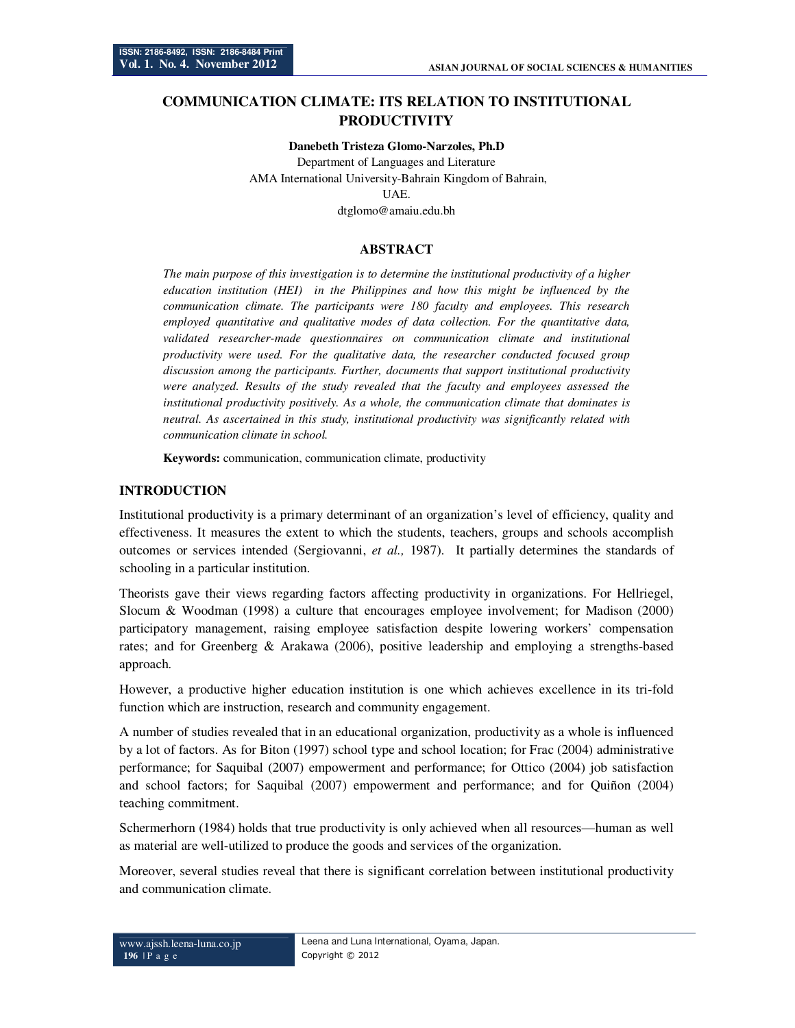# COMMUNICATION CLIMATE: ITS RELATION TO INSTITUTIONAL PRODUCTIVITY

**Danebeth Tristeza Glomo-Narzoles, Ph.D**

Department of Languages and Literature
AMA International University-Bahrain Kingdom of Bahrain,
UAE.
dtglomo@amaiu.edu.bh

## ABSTRACT

*The main purpose of this investigation is to determine the institutional productivity of a higher education institution (HEI) in the Philippines and how this might be influenced by the communication climate. The participants were 180 faculty and employees. This research employed quantitative and qualitative modes of data collection. For the quantitative data, validated researcher-made questionnaires on communication climate and institutional productivity were used. For the qualitative data, the researcher conducted focused group discussion among the participants. Further, documents that support institutional productivity were analyzed. Results of the study revealed that the faculty and employees assessed the institutional productivity positively. As a whole, the communication climate that dominates is neutral. As ascertained in this study, institutional productivity was significantly related with communication climate in school.*

**Keywords:** communication, communication climate, productivity

## INTRODUCTION

Institutional productivity is a primary determinant of an organization's level of efficiency, quality and effectiveness. It measures the extent to which the students, teachers, groups and schools accomplish outcomes or services intended (Sergiovanni, *et al.,* 1987). It partially determines the standards of schooling in a particular institution.

Theorists gave their views regarding factors affecting productivity in organizations. For Hellriegel, Slocum & Woodman (1998) a culture that encourages employee involvement; for Madison (2000) participatory management, raising employee satisfaction despite lowering workers' compensation rates; and for Greenberg & Arakawa (2006), positive leadership and employing a strengths-based approach.

However, a productive higher education institution is one which achieves excellence in its tri-fold function which are instruction, research and community engagement.

A number of studies revealed that in an educational organization, productivity as a whole is influenced by a lot of factors. As for Biton (1997) school type and school location; for Frac (2004) administrative performance; for Saquibal (2007) empowerment and performance; for Ottico (2004) job satisfaction and school factors; for Saquibal (2007) empowerment and performance; and for Quiñon (2004) teaching commitment.

Schermerhorn (1984) holds that true productivity is only achieved when all resources—human as well as material are well-utilized to produce the goods and services of the organization.

Moreover, several studies reveal that there is significant correlation between institutional productivity and communication climate.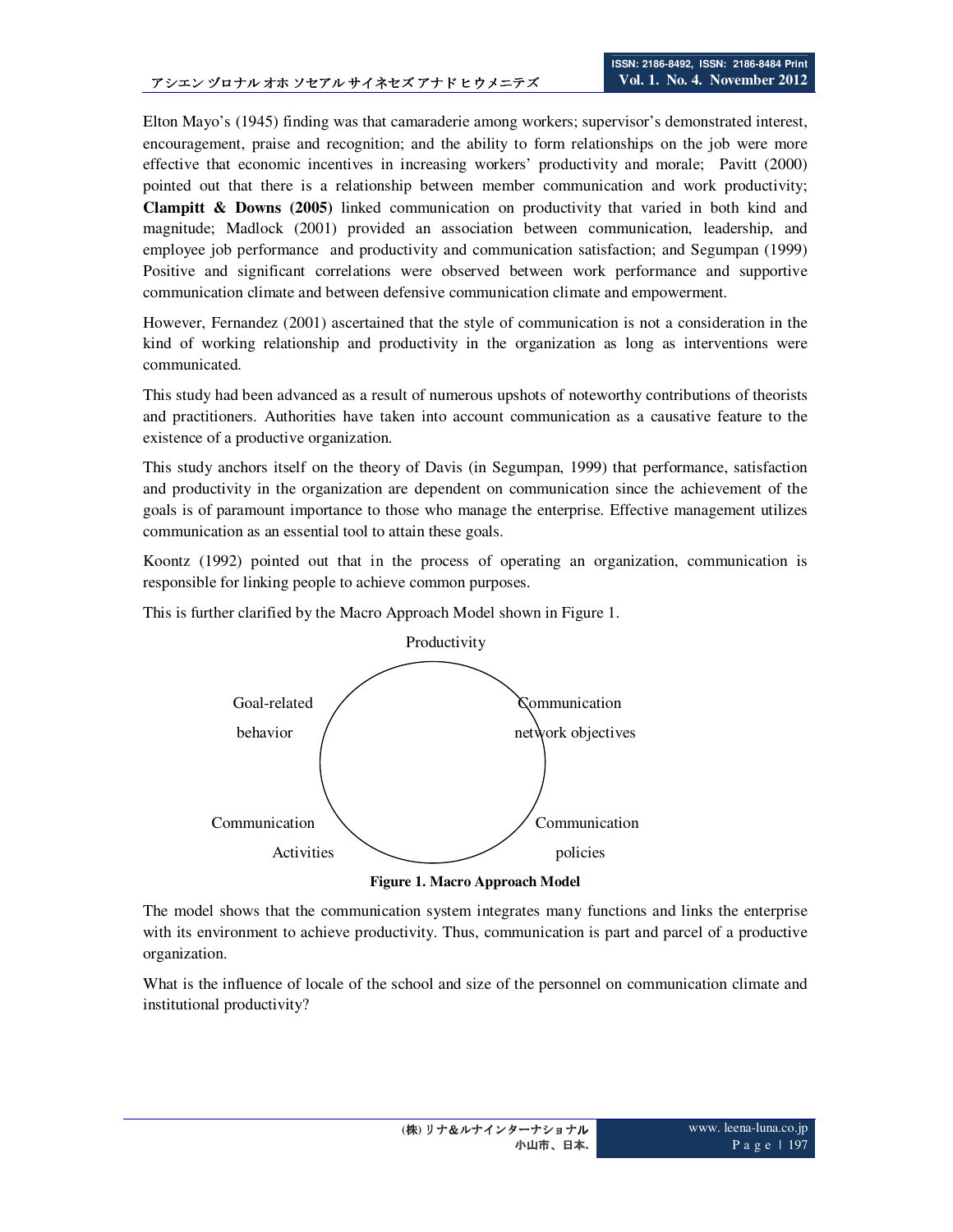Elton Mayo's (1945) finding was that camaraderie among workers; supervisor's demonstrated interest, encouragement, praise and recognition; and the ability to form relationships on the job were more effective that economic incentives in increasing workers' productivity and morale; Pavitt (2000) pointed out that there is a relationship between member communication and work productivity; **Clampitt & Downs (2005)** linked communication on productivity that varied in both kind and magnitude; Madlock (2001) provided an association between communication, leadership, and employee job performance and productivity and communication satisfaction; and Segumpan (1999) Positive and significant correlations were observed between work performance and supportive communication climate and between defensive communication climate and empowerment.

However, Fernandez (2001) ascertained that the style of communication is not a consideration in the kind of working relationship and productivity in the organization as long as interventions were communicated.

This study had been advanced as a result of numerous upshots of noteworthy contributions of theorists and practitioners. Authorities have taken into account communication as a causative feature to the existence of a productive organization.

This study anchors itself on the theory of Davis (in Segumpan, 1999) that performance, satisfaction and productivity in the organization are dependent on communication since the achievement of the goals is of paramount importance to those who manage the enterprise. Effective management utilizes communication as an essential tool to attain these goals.

Koontz (1992) pointed out that in the process of operating an organization, communication is responsible for linking people to achieve common purposes.

This is further clarified by the Macro Approach Model shown in Figure 1.

Productivity

Goal-related behavior

Communication network objectives

Communication Activities

Communication policies

**Figure 1. Macro Approach Model**

The model shows that the communication system integrates many functions and links the enterprise with its environment to achieve productivity. Thus, communication is part and parcel of a productive organization.

What is the influence of locale of the school and size of the personnel on communication climate and institutional productivity?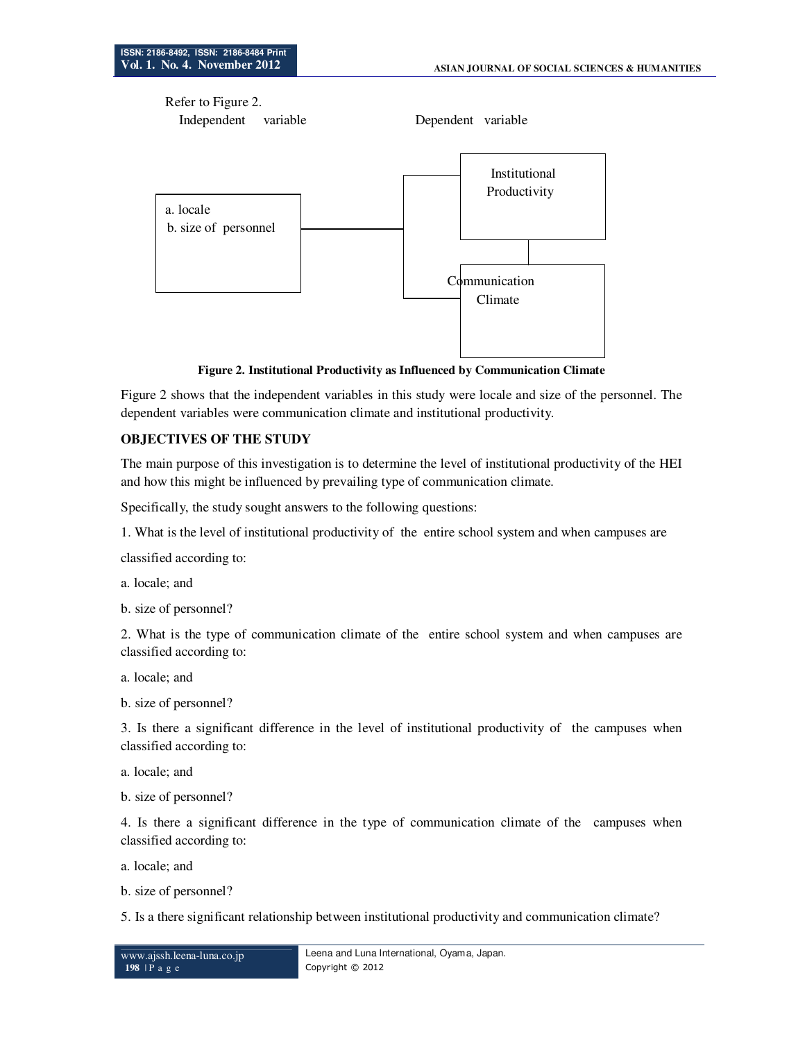Refer to Figure 2.

Independent variable — Dependent variable

a. locale
b. size of personnel

Institutional Productivity

Communication Climate

**Figure 2. Institutional Productivity as Influenced by Communication Climate**

Figure 2 shows that the independent variables in this study were locale and size of the personnel. The dependent variables were communication climate and institutional productivity.

## OBJECTIVES OF THE STUDY

The main purpose of this investigation is to determine the level of institutional productivity of the HEI and how this might be influenced by prevailing type of communication climate.

Specifically, the study sought answers to the following questions:

1. What is the level of institutional productivity of the entire school system and when campuses are classified according to:

a. locale; and

b. size of personnel?

2. What is the type of communication climate of the entire school system and when campuses are classified according to:

a. locale; and

b. size of personnel?

3. Is there a significant difference in the level of institutional productivity of the campuses when classified according to:

a. locale; and

b. size of personnel?

4. Is there a significant difference in the type of communication climate of the campuses when classified according to:

a. locale; and

b. size of personnel?

5. Is a there significant relationship between institutional productivity and communication climate?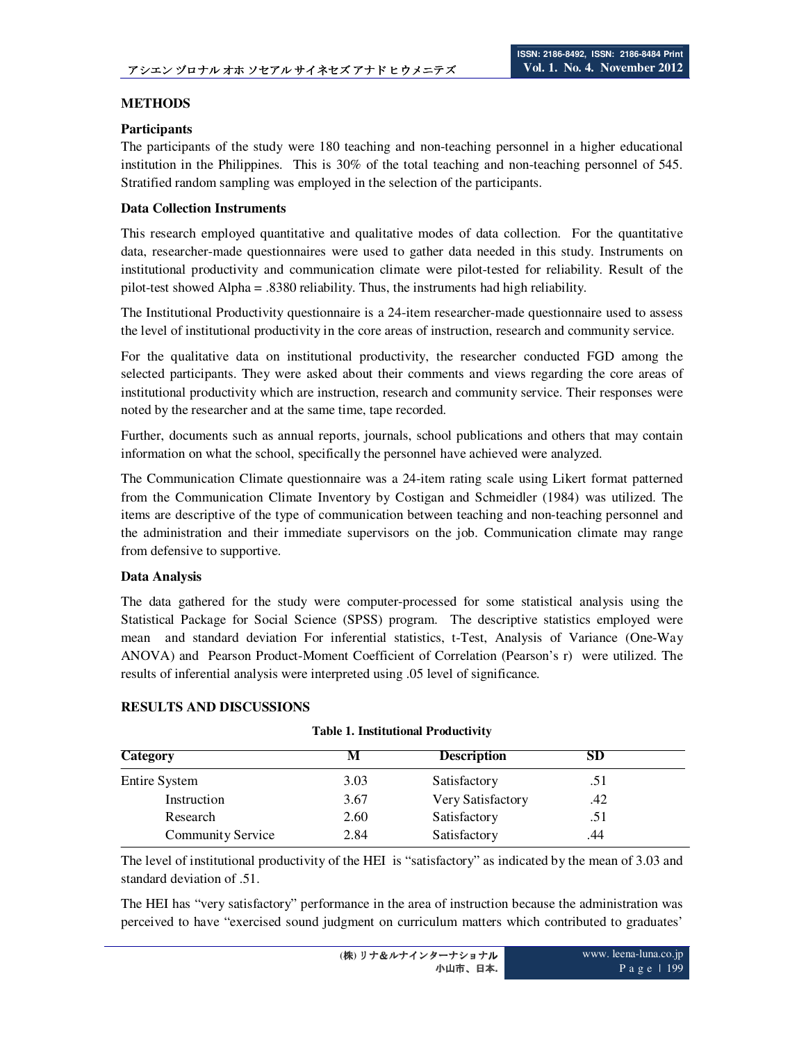## METHODS

### Participants

The participants of the study were 180 teaching and non-teaching personnel in a higher educational institution in the Philippines. This is 30% of the total teaching and non-teaching personnel of 545. Stratified random sampling was employed in the selection of the participants.

### Data Collection Instruments

This research employed quantitative and qualitative modes of data collection. For the quantitative data, researcher-made questionnaires were used to gather data needed in this study. Instruments on institutional productivity and communication climate were pilot-tested for reliability. Result of the pilot-test showed Alpha = .8380 reliability. Thus, the instruments had high reliability.

The Institutional Productivity questionnaire is a 24-item researcher-made questionnaire used to assess the level of institutional productivity in the core areas of instruction, research and community service.

For the qualitative data on institutional productivity, the researcher conducted FGD among the selected participants. They were asked about their comments and views regarding the core areas of institutional productivity which are instruction, research and community service. Their responses were noted by the researcher and at the same time, tape recorded.

Further, documents such as annual reports, journals, school publications and others that may contain information on what the school, specifically the personnel have achieved were analyzed.

The Communication Climate questionnaire was a 24-item rating scale using Likert format patterned from the Communication Climate Inventory by Costigan and Schmeidler (1984) was utilized. The items are descriptive of the type of communication between teaching and non-teaching personnel and the administration and their immediate supervisors on the job. Communication climate may range from defensive to supportive.

### Data Analysis

The data gathered for the study were computer-processed for some statistical analysis using the Statistical Package for Social Science (SPSS) program. The descriptive statistics employed were mean and standard deviation For inferential statistics, t-Test, Analysis of Variance (One-Way ANOVA) and Pearson Product-Moment Coefficient of Correlation (Pearson's r) were utilized. The results of inferential analysis were interpreted using .05 level of significance.

## RESULTS AND DISCUSSIONS

**Table 1. Institutional Productivity**

| Category | M | Description | SD |
|---|---|---|---|
| Entire System | 3.03 | Satisfactory | .51 |
| Instruction | 3.67 | Very Satisfactory | .42 |
| Research | 2.60 | Satisfactory | .51 |
| Community Service | 2.84 | Satisfactory | .44 |

The level of institutional productivity of the HEI is "satisfactory" as indicated by the mean of 3.03 and standard deviation of .51.

The HEI has "very satisfactory" performance in the area of instruction because the administration was perceived to have "exercised sound judgment on curriculum matters which contributed to graduates'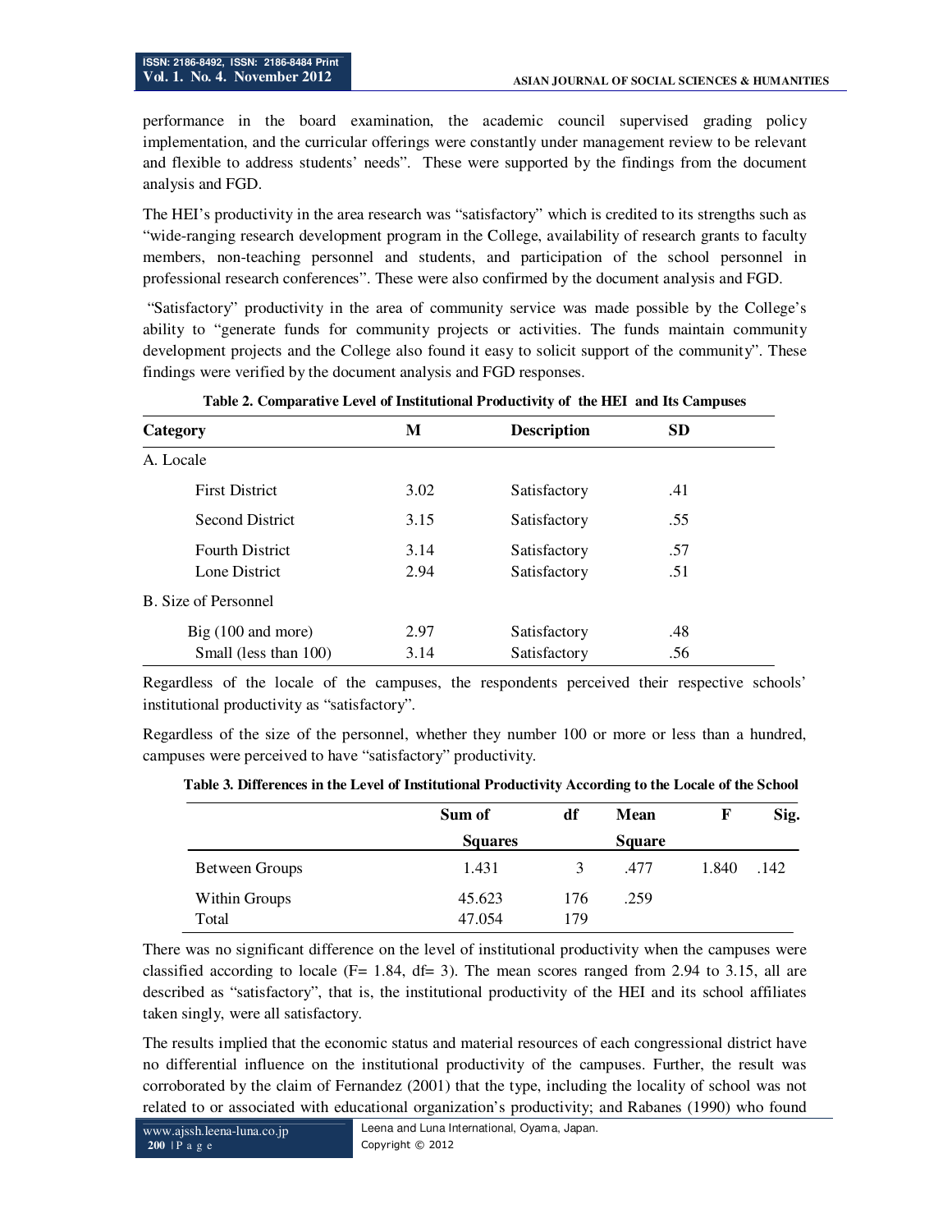performance in the board examination, the academic council supervised grading policy implementation, and the curricular offerings were constantly under management review to be relevant and flexible to address students' needs". These were supported by the findings from the document analysis and FGD.

The HEI's productivity in the area research was "satisfactory" which is credited to its strengths such as "wide-ranging research development program in the College, availability of research grants to faculty members, non-teaching personnel and students, and participation of the school personnel in professional research conferences". These were also confirmed by the document analysis and FGD.

"Satisfactory" productivity in the area of community service was made possible by the College's ability to "generate funds for community projects or activities. The funds maintain community development projects and the College also found it easy to solicit support of the community". These findings were verified by the document analysis and FGD responses.

**Table 2. Comparative Level of Institutional Productivity of the HEI and Its Campuses**

| Category | M | Description | SD |
|---|---|---|---|
| A. Locale | | | |
| First District | 3.02 | Satisfactory | .41 |
| Second District | 3.15 | Satisfactory | .55 |
| Fourth District | 3.14 | Satisfactory | .57 |
| Lone District | 2.94 | Satisfactory | .51 |
| B. Size of Personnel | | | |
| Big (100 and more) | 2.97 | Satisfactory | .48 |
| Small (less than 100) | 3.14 | Satisfactory | .56 |

Regardless of the locale of the campuses, the respondents perceived their respective schools' institutional productivity as "satisfactory".

Regardless of the size of the personnel, whether they number 100 or more or less than a hundred, campuses were perceived to have "satisfactory" productivity.

**Table 3. Differences in the Level of Institutional Productivity According to the Locale of the School**

| | Sum of Squares | df | Mean Square | F | Sig. |
|---|---|---|---|---|---|
| Between Groups | 1.431 | 3 | .477 | 1.840 | .142 |
| Within Groups | 45.623 | 176 | .259 | | |
| Total | 47.054 | 179 | | | |

There was no significant difference on the level of institutional productivity when the campuses were classified according to locale (F= 1.84, df= 3). The mean scores ranged from 2.94 to 3.15, all are described as "satisfactory", that is, the institutional productivity of the HEI and its school affiliates taken singly, were all satisfactory.

The results implied that the economic status and material resources of each congressional district have no differential influence on the institutional productivity of the campuses. Further, the result was corroborated by the claim of Fernandez (2001) that the type, including the locality of school was not related to or associated with educational organization's productivity; and Rabanes (1990) who found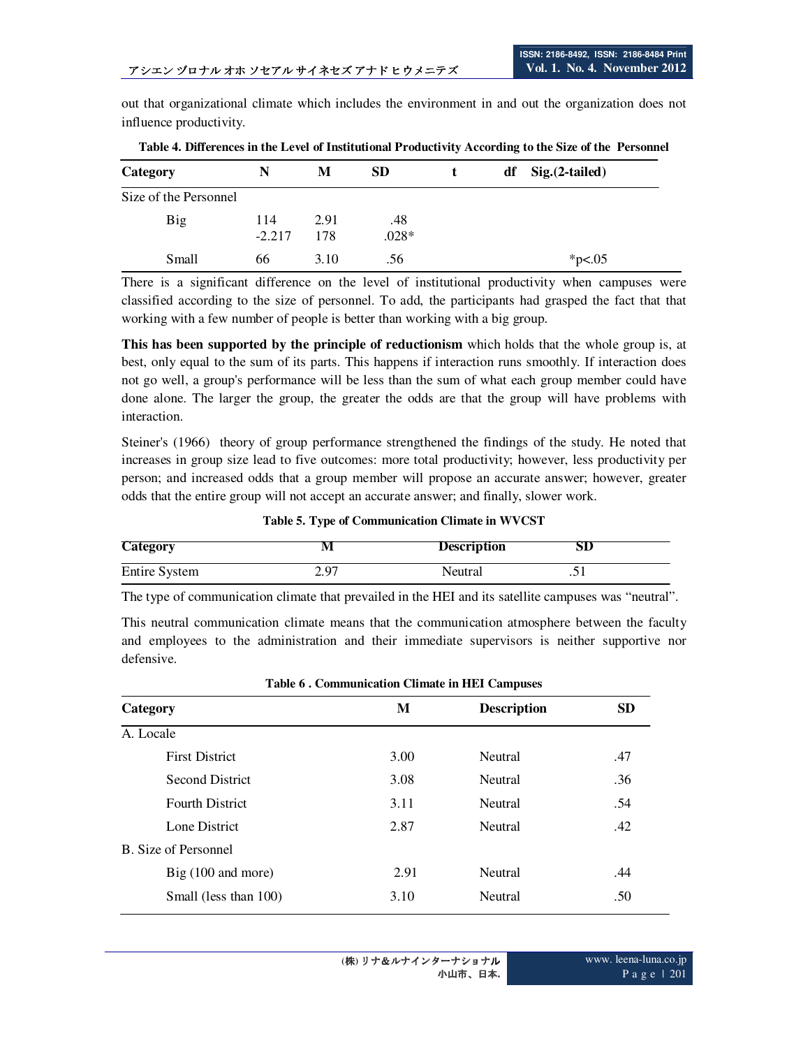out that organizational climate which includes the environment in and out the organization does not influence productivity.

**Table 4. Differences in the Level of Institutional Productivity According to the Size of the Personnel**

| Category | N | M | SD | t | df | Sig.(2-tailed) |
|---|---|---|---|---|---|---|
| Size of the Personnel | | | | | | |
| Big | 114 | 2.91 | .48 | -2.217 | 178 | .028* |
| Small | 66 | 3.10 | .56 | | | *p<.05 |

There is a significant difference on the level of institutional productivity when campuses were classified according to the size of personnel. To add, the participants had grasped the fact that that working with a few number of people is better than working with a big group.

**This has been supported by the principle of reductionism** which holds that the whole group is, at best, only equal to the sum of its parts. This happens if interaction runs smoothly. If interaction does not go well, a group's performance will be less than the sum of what each group member could have done alone. The larger the group, the greater the odds are that the group will have problems with interaction.

Steiner's (1966) theory of group performance strengthened the findings of the study. He noted that increases in group size lead to five outcomes: more total productivity; however, less productivity per person; and increased odds that a group member will propose an accurate answer; however, greater odds that the entire group will not accept an accurate answer; and finally, slower work.

**Table 5. Type of Communication Climate in WVCST**

| Category | M | Description | SD |
|---|---|---|---|
| Entire System | 2.97 | Neutral | .51 |

The type of communication climate that prevailed in the HEI and its satellite campuses was "neutral".

This neutral communication climate means that the communication atmosphere between the faculty and employees to the administration and their immediate supervisors is neither supportive nor defensive.

**Table 6 . Communication Climate in HEI Campuses**

| Category | M | Description | SD |
|---|---|---|---|
| A. Locale | | | |
| First District | 3.00 | Neutral | .47 |
| Second District | 3.08 | Neutral | .36 |
| Fourth District | 3.11 | Neutral | .54 |
| Lone District | 2.87 | Neutral | .42 |
| B. Size of Personnel | | | |
| Big (100 and more) | 2.91 | Neutral | .44 |
| Small (less than 100) | 3.10 | Neutral | .50 |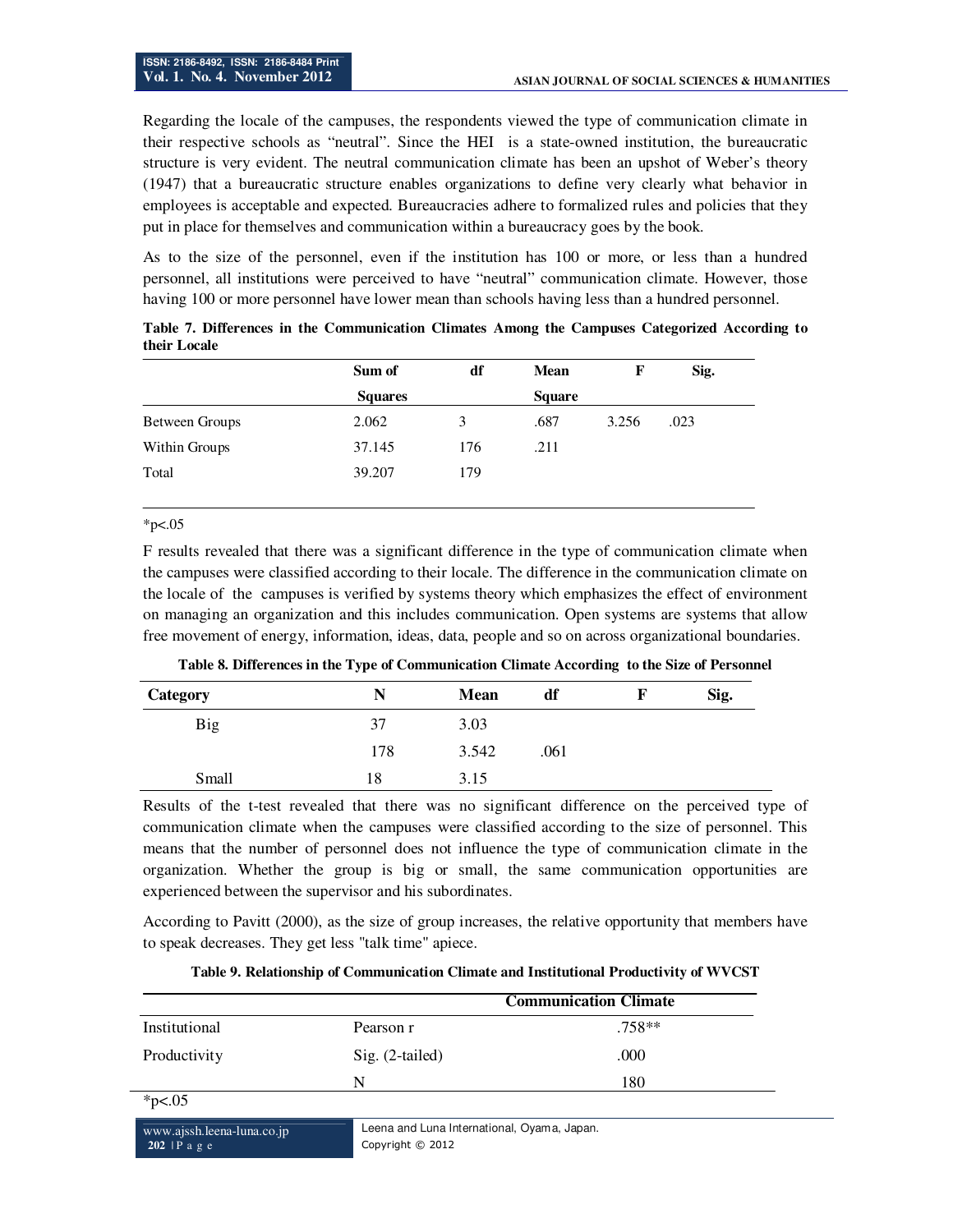Regarding the locale of the campuses, the respondents viewed the type of communication climate in their respective schools as "neutral". Since the HEI is a state-owned institution, the bureaucratic structure is very evident. The neutral communication climate has been an upshot of Weber's theory (1947) that a bureaucratic structure enables organizations to define very clearly what behavior in employees is acceptable and expected. Bureaucracies adhere to formalized rules and policies that they put in place for themselves and communication within a bureaucracy goes by the book.

As to the size of the personnel, even if the institution has 100 or more, or less than a hundred personnel, all institutions were perceived to have "neutral" communication climate. However, those having 100 or more personnel have lower mean than schools having less than a hundred personnel.

**Table 7. Differences in the Communication Climates Among the Campuses Categorized According to their Locale**

| | Sum of Squares | df | Mean Square | F | Sig. |
|---|---|---|---|---|---|
| Between Groups | 2.062 | 3 | .687 | 3.256 | .023 |
| Within Groups | 37.145 | 176 | .211 | | |
| Total | 39.207 | 179 | | | |

*p<.05

F results revealed that there was a significant difference in the type of communication climate when the campuses were classified according to their locale. The difference in the communication climate on the locale of the campuses is verified by systems theory which emphasizes the effect of environment on managing an organization and this includes communication. Open systems are systems that allow free movement of energy, information, ideas, data, people and so on across organizational boundaries.

**Table 8. Differences in the Type of Communication Climate According to the Size of Personnel**

| Category | N | Mean | df | F | Sig. |
|---|---|---|---|---|---|
| Big | 37 | 3.03 | | | |
| | 178 | 3.542 | .061 | | |
| Small | 18 | 3.15 | | | |

Results of the t-test revealed that there was no significant difference on the perceived type of communication climate when the campuses were classified according to the size of personnel. This means that the number of personnel does not influence the type of communication climate in the organization. Whether the group is big or small, the same communication opportunities are experienced between the supervisor and his subordinates.

According to Pavitt (2000), as the size of group increases, the relative opportunity that members have to speak decreases. They get less "talk time" apiece.

**Table 9. Relationship of Communication Climate and Institutional Productivity of WVCST**

| | | Communication Climate |
|---|---|---|
| Institutional | Pearson r | .758** |
| Productivity | Sig. (2-tailed) | .000 |
| | N | 180 |

*p<.05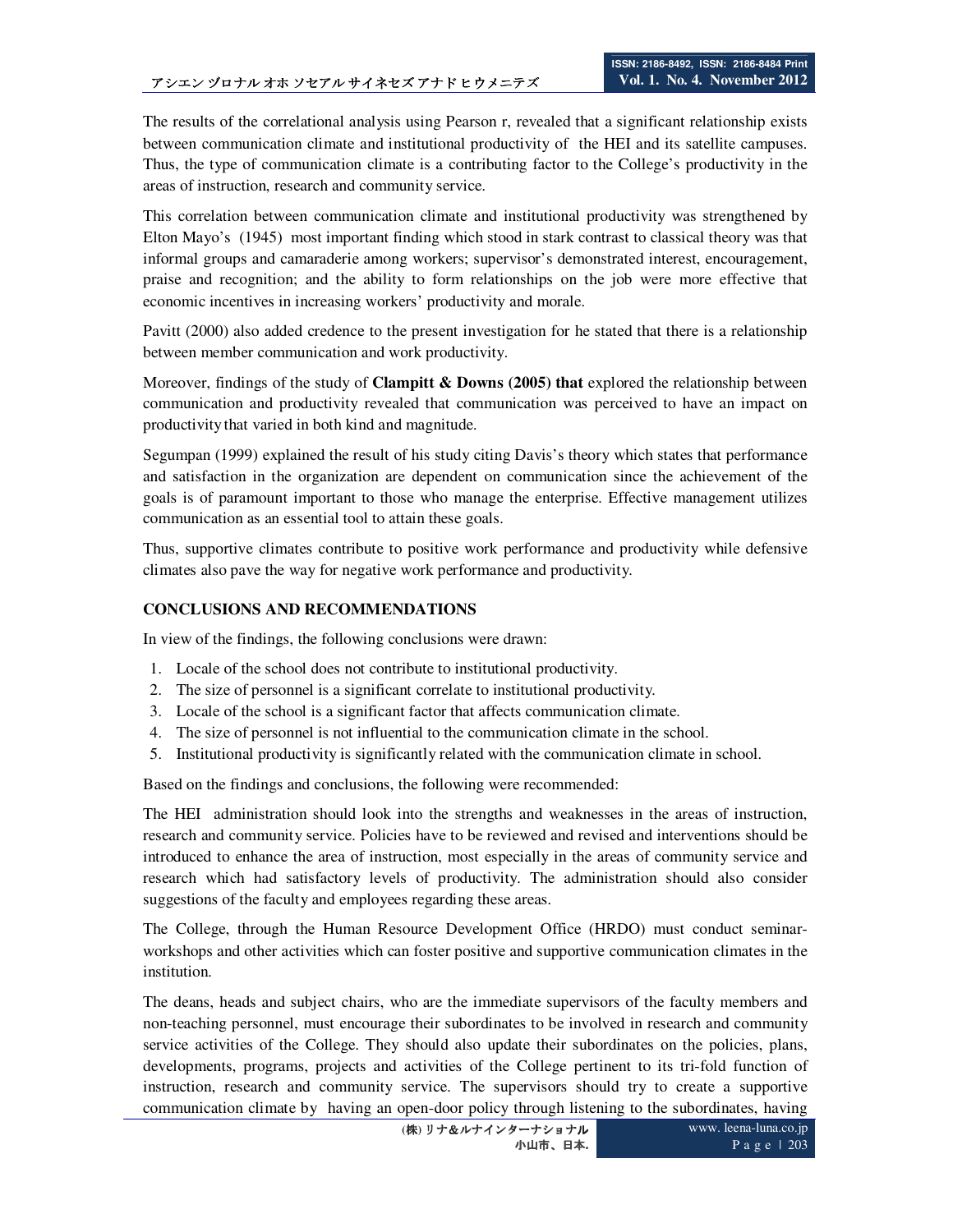The results of the correlational analysis using Pearson r, revealed that a significant relationship exists between communication climate and institutional productivity of the HEI and its satellite campuses. Thus, the type of communication climate is a contributing factor to the College's productivity in the areas of instruction, research and community service.

This correlation between communication climate and institutional productivity was strengthened by Elton Mayo's (1945) most important finding which stood in stark contrast to classical theory was that informal groups and camaraderie among workers; supervisor's demonstrated interest, encouragement, praise and recognition; and the ability to form relationships on the job were more effective that economic incentives in increasing workers' productivity and morale.

Pavitt (2000) also added credence to the present investigation for he stated that there is a relationship between member communication and work productivity.

Moreover, findings of the study of **Clampitt & Downs (2005) that** explored the relationship between communication and productivity revealed that communication was perceived to have an impact on productivity that varied in both kind and magnitude.

Segumpan (1999) explained the result of his study citing Davis's theory which states that performance and satisfaction in the organization are dependent on communication since the achievement of the goals is of paramount important to those who manage the enterprise. Effective management utilizes communication as an essential tool to attain these goals.

Thus, supportive climates contribute to positive work performance and productivity while defensive climates also pave the way for negative work performance and productivity.

## CONCLUSIONS AND RECOMMENDATIONS

In view of the findings, the following conclusions were drawn:

1. Locale of the school does not contribute to institutional productivity.
2. The size of personnel is a significant correlate to institutional productivity.
3. Locale of the school is a significant factor that affects communication climate.
4. The size of personnel is not influential to the communication climate in the school.
5. Institutional productivity is significantly related with the communication climate in school.

Based on the findings and conclusions, the following were recommended:

The HEI administration should look into the strengths and weaknesses in the areas of instruction, research and community service. Policies have to be reviewed and revised and interventions should be introduced to enhance the area of instruction, most especially in the areas of community service and research which had satisfactory levels of productivity. The administration should also consider suggestions of the faculty and employees regarding these areas.

The College, through the Human Resource Development Office (HRDO) must conduct seminar-workshops and other activities which can foster positive and supportive communication climates in the institution.

The deans, heads and subject chairs, who are the immediate supervisors of the faculty members and non-teaching personnel, must encourage their subordinates to be involved in research and community service activities of the College. They should also update their subordinates on the policies, plans, developments, programs, projects and activities of the College pertinent to its tri-fold function of instruction, research and community service. The supervisors should try to create a supportive communication climate by having an open-door policy through listening to the subordinates, having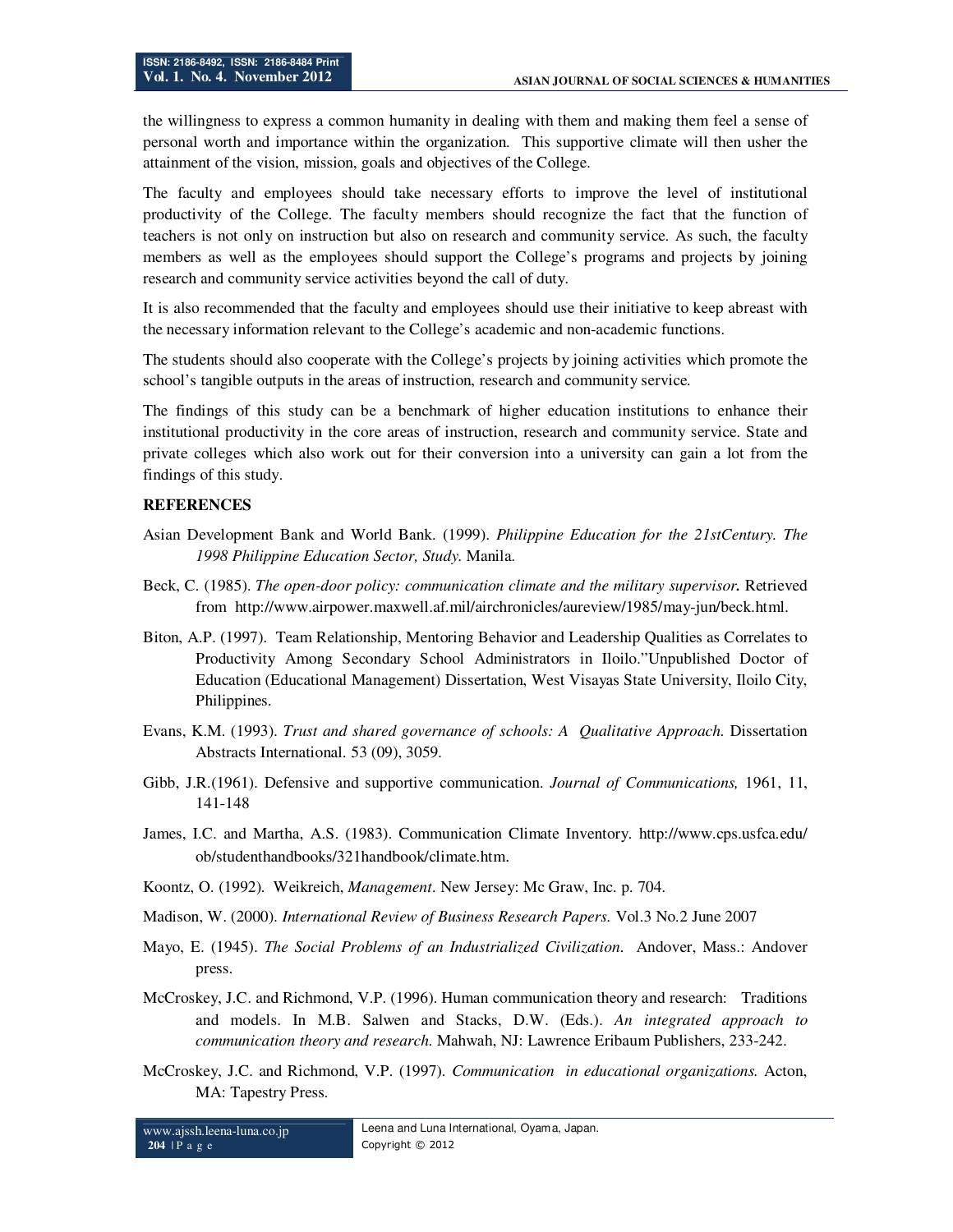the willingness to express a common humanity in dealing with them and making them feel a sense of personal worth and importance within the organization. This supportive climate will then usher the attainment of the vision, mission, goals and objectives of the College.

The faculty and employees should take necessary efforts to improve the level of institutional productivity of the College. The faculty members should recognize the fact that the function of teachers is not only on instruction but also on research and community service. As such, the faculty members as well as the employees should support the College's programs and projects by joining research and community service activities beyond the call of duty.

It is also recommended that the faculty and employees should use their initiative to keep abreast with the necessary information relevant to the College's academic and non-academic functions.

The students should also cooperate with the College's projects by joining activities which promote the school's tangible outputs in the areas of instruction, research and community service.

The findings of this study can be a benchmark of higher education institutions to enhance their institutional productivity in the core areas of instruction, research and community service. State and private colleges which also work out for their conversion into a university can gain a lot from the findings of this study.

## REFERENCES

Asian Development Bank and World Bank. (1999). *Philippine Education for the 21stCentury. The 1998 Philippine Education Sector, Study.* Manila.

Beck, C. (1985). *The open-door policy: communication climate and the military supervisor.* Retrieved from http://www.airpower.maxwell.af.mil/airchronicles/aureview/1985/may-jun/beck.html.

Biton, A.P. (1997). Team Relationship, Mentoring Behavior and Leadership Qualities as Correlates to Productivity Among Secondary School Administrators in Iloilo."Unpublished Doctor of Education (Educational Management) Dissertation, West Visayas State University, Iloilo City, Philippines.

Evans, K.M. (1993). *Trust and shared governance of schools: A Qualitative Approach.* Dissertation Abstracts International. 53 (09), 3059.

Gibb, J.R.(1961). Defensive and supportive communication. *Journal of Communications,* 1961, 11, 141-148

James, I.C. and Martha, A.S. (1983). Communication Climate Inventory. http://www.cps.usfca.edu/ob/studenthandbooks/321handbook/climate.htm.

Koontz, O. (1992). Weikreich, *Management*. New Jersey: Mc Graw, Inc. p. 704.

Madison, W. (2000). *International Review of Business Research Papers.* Vol.3 No.2 June 2007

Mayo, E. (1945). *The Social Problems of an Industrialized Civilization*. Andover, Mass.: Andover press.

McCroskey, J.C. and Richmond, V.P. (1996). Human communication theory and research: Traditions and models. In M.B. Salwen and Stacks, D.W. (Eds.). *An integrated approach to communication theory and research.* Mahwah, NJ: Lawrence Eribaum Publishers, 233-242.

McCroskey, J.C. and Richmond, V.P. (1997). *Communication in educational organizations.* Acton, MA: Tapestry Press.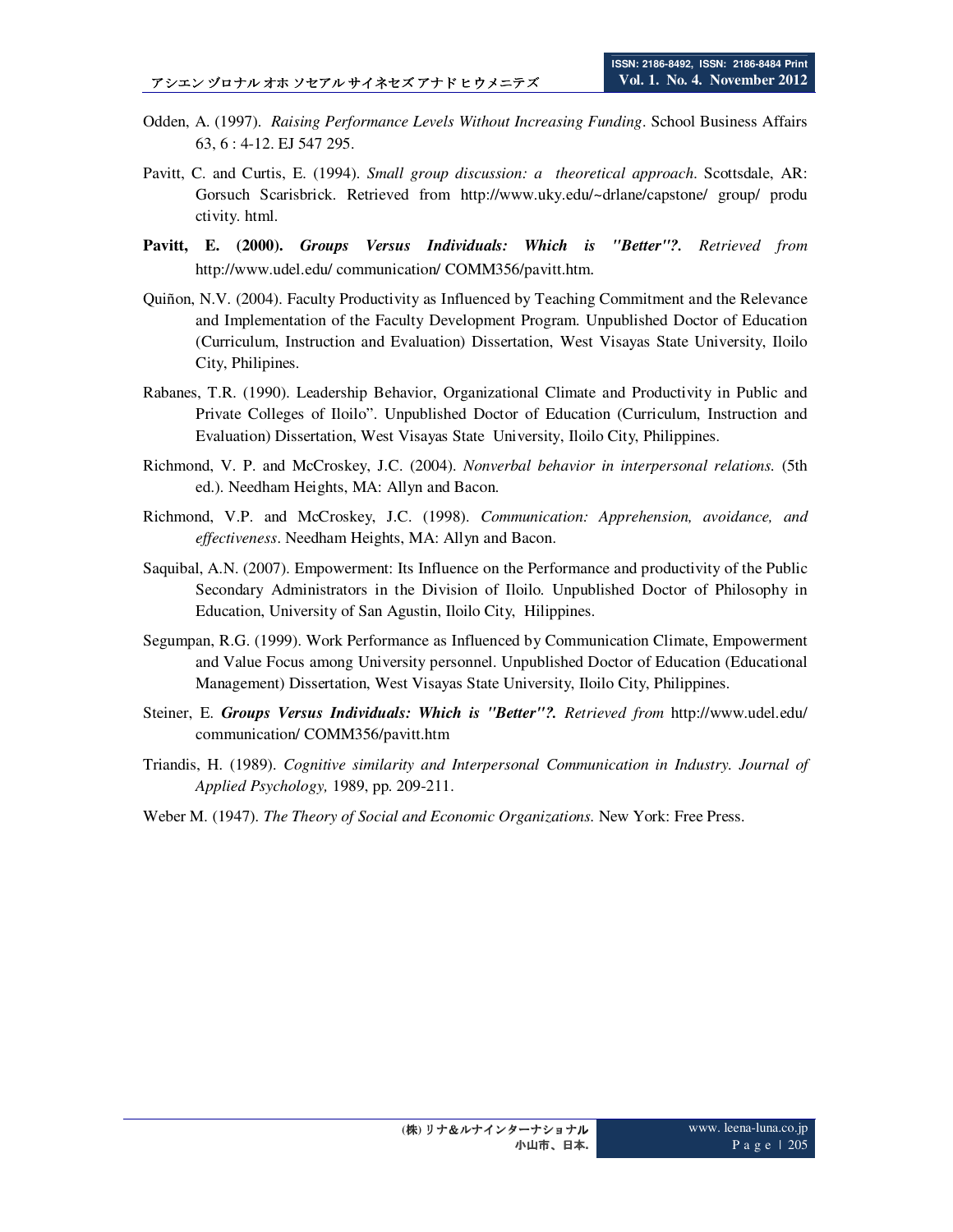Odden, A. (1997). *Raising Performance Levels Without Increasing Funding*. School Business Affairs 63, 6 : 4-12. EJ 547 295.

Pavitt, C. and Curtis, E. (1994). *Small group discussion: a theoretical approach*. Scottsdale, AR: Gorsuch Scarisbrick. Retrieved from http://www.uky.edu/~drlane/capstone/ group/ productivity. html.

**Pavitt, E. (2000).** ***Groups Versus Individuals: Which is "Better"?.*** *Retrieved from* http://www.udel.edu/ communication/ COMM356/pavitt.htm.

Quiñon, N.V. (2004). Faculty Productivity as Influenced by Teaching Commitment and the Relevance and Implementation of the Faculty Development Program. Unpublished Doctor of Education (Curriculum, Instruction and Evaluation) Dissertation, West Visayas State University, Iloilo City, Philipines.

Rabanes, T.R. (1990). Leadership Behavior, Organizational Climate and Productivity in Public and Private Colleges of Iloilo". Unpublished Doctor of Education (Curriculum, Instruction and Evaluation) Dissertation, West Visayas State University, Iloilo City, Philippines.

Richmond, V. P. and McCroskey, J.C. (2004). *Nonverbal behavior in interpersonal relations.* (5th ed.). Needham Heights, MA: Allyn and Bacon.

Richmond, V.P. and McCroskey, J.C. (1998). *Communication: Apprehension, avoidance, and effectiveness*. Needham Heights, MA: Allyn and Bacon.

Saquibal, A.N. (2007). Empowerment: Its Influence on the Performance and productivity of the Public Secondary Administrators in the Division of Iloilo. Unpublished Doctor of Philosophy in Education, University of San Agustin, Iloilo City, Hilippines.

Segumpan, R.G. (1999). Work Performance as Influenced by Communication Climate, Empowerment and Value Focus among University personnel. Unpublished Doctor of Education (Educational Management) Dissertation, West Visayas State University, Iloilo City, Philippines.

Steiner, E. ***Groups Versus Individuals: Which is "Better"?.*** *Retrieved from* http://www.udel.edu/ communication/ COMM356/pavitt.htm

Triandis, H. (1989). *Cognitive similarity and Interpersonal Communication in Industry. Journal of Applied Psychology,* 1989, pp. 209-211.

Weber M. (1947). *The Theory of Social and Economic Organizations.* New York: Free Press.